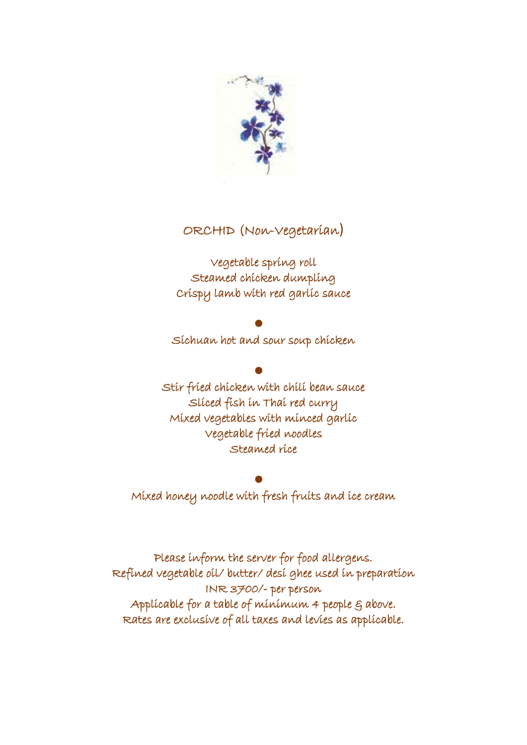# ORCHID (Non-Vegetarian)

Vegetable spring roll
Steamed chicken dumpling
Crispy lamb with red garlic sauce

●

Sichuan hot and sour soup chicken

●

Stir fried chicken with chili bean sauce
Sliced fish in Thai red curry
Mixed vegetables with minced garlic
Vegetable fried noodles
Steamed rice

●

Mixed honey noodle with fresh fruits and ice cream

Please inform the server for food allergens.
Refined vegetable oil/ butter/ desi ghee used in preparation
INR 3700/- per person
Applicable for a table of minimum 4 people & above.
Rates are exclusive of all taxes and levies as applicable.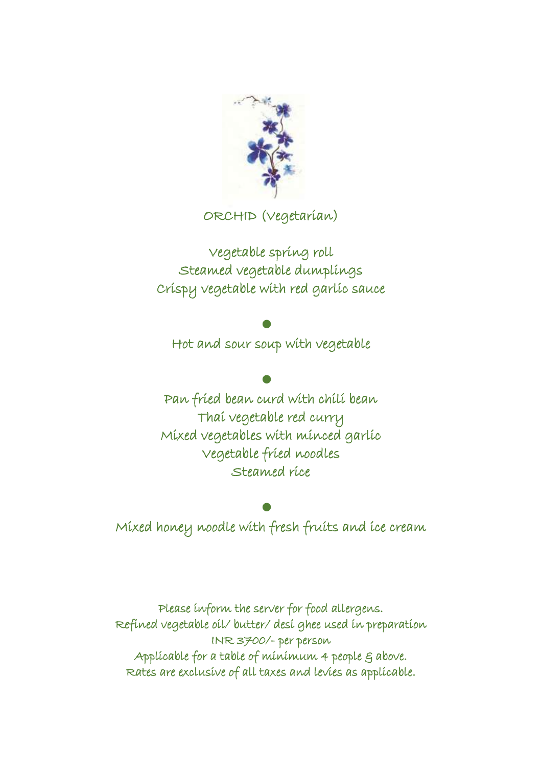# ORCHID (Vegetarian)

Vegetable spring roll
Steamed vegetable dumplings
Crispy vegetable with red garlic sauce

●

Hot and sour soup with vegetable

●

Pan fried bean curd with chili bean
Thai vegetable red curry
Mixed vegetables with minced garlic
Vegetable fried noodles
Steamed rice

●

Mixed honey noodle with fresh fruits and ice cream

Please inform the server for food allergens.
Refined vegetable oil/ butter/ desi ghee used in preparation
INR 3700/- per person
Applicable for a table of minimum 4 people & above.
Rates are exclusive of all taxes and levies as applicable.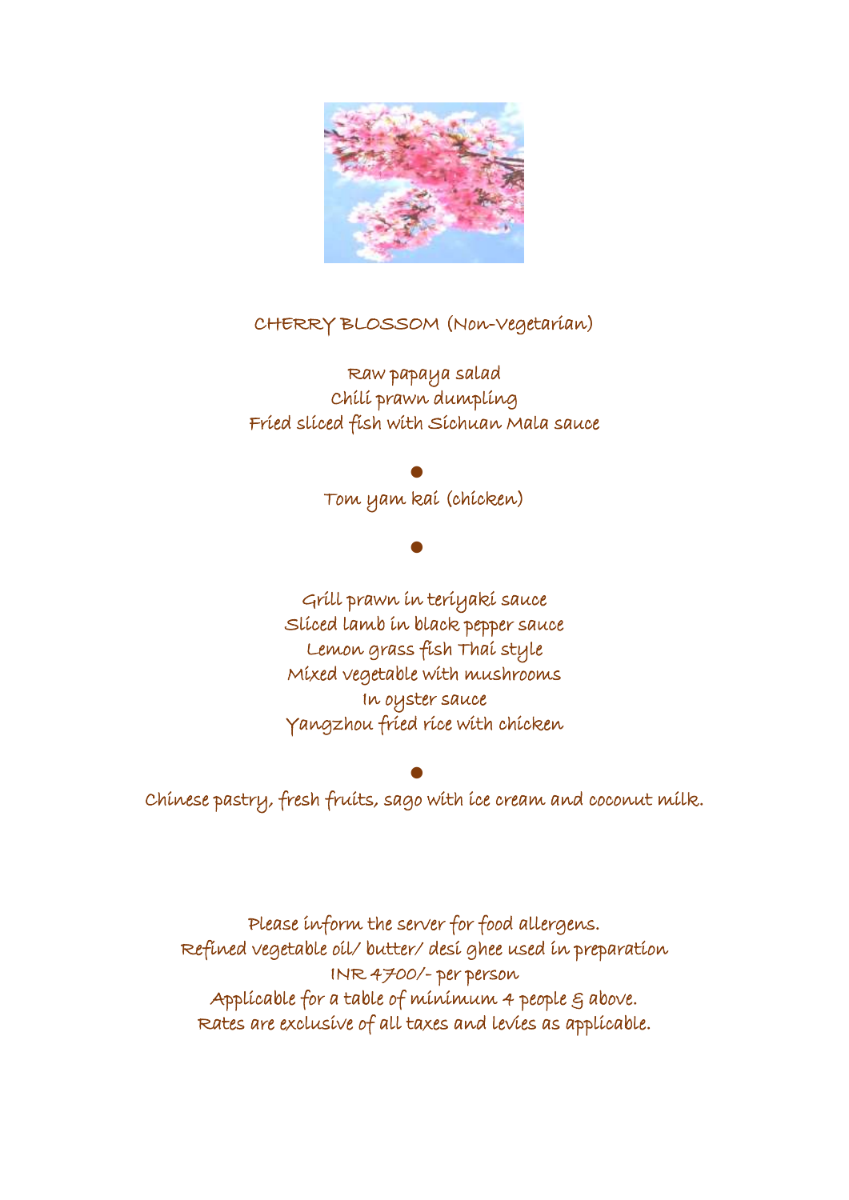# CHERRY BLOSSOM (Non-Vegetarian)

Raw papaya salad
Chili prawn dumpling
Fried sliced fish with Sichuan Mala sauce

●

Tom yam kai (chicken)

●

Grill prawn in teriyaki sauce
Sliced lamb in black pepper sauce
Lemon grass fish Thai style
Mixed vegetable with mushrooms
In oyster sauce
Yangzhou fried rice with chicken

●

Chinese pastry, fresh fruits, sago with ice cream and coconut milk.

Please inform the server for food allergens.
Refined vegetable oil/ butter/ desi ghee used in preparation
INR 4700/- per person
Applicable for a table of minimum 4 people & above.
Rates are exclusive of all taxes and levies as applicable.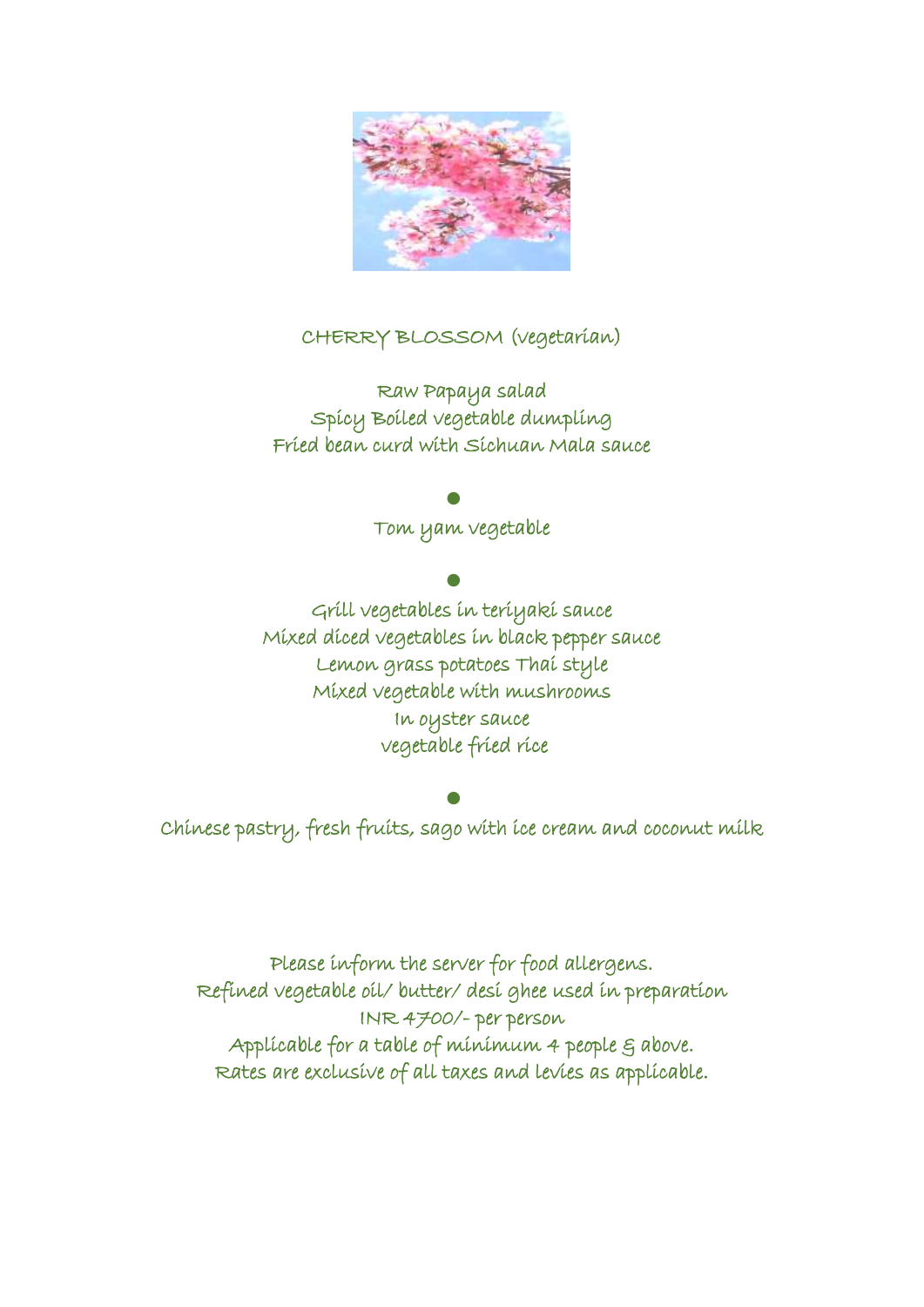# CHERRY BLOSSOM (vegetarian)

Raw Papaya salad
Spicy Boiled vegetable dumpling
Fried bean curd with Sichuan Mala sauce

●

Tom yam vegetable

●

Grill vegetables in teriyaki sauce
Mixed diced vegetables in black pepper sauce
Lemon grass potatoes Thai style
Mixed vegetable with mushrooms
In oyster sauce
vegetable fried rice

●

Chinese pastry, fresh fruits, sago with ice cream and coconut milk

Please inform the server for food allergens.
Refined vegetable oil/ butter/ desi ghee used in preparation
INR 4700/- per person
Applicable for a table of minimum 4 people & above.
Rates are exclusive of all taxes and levies as applicable.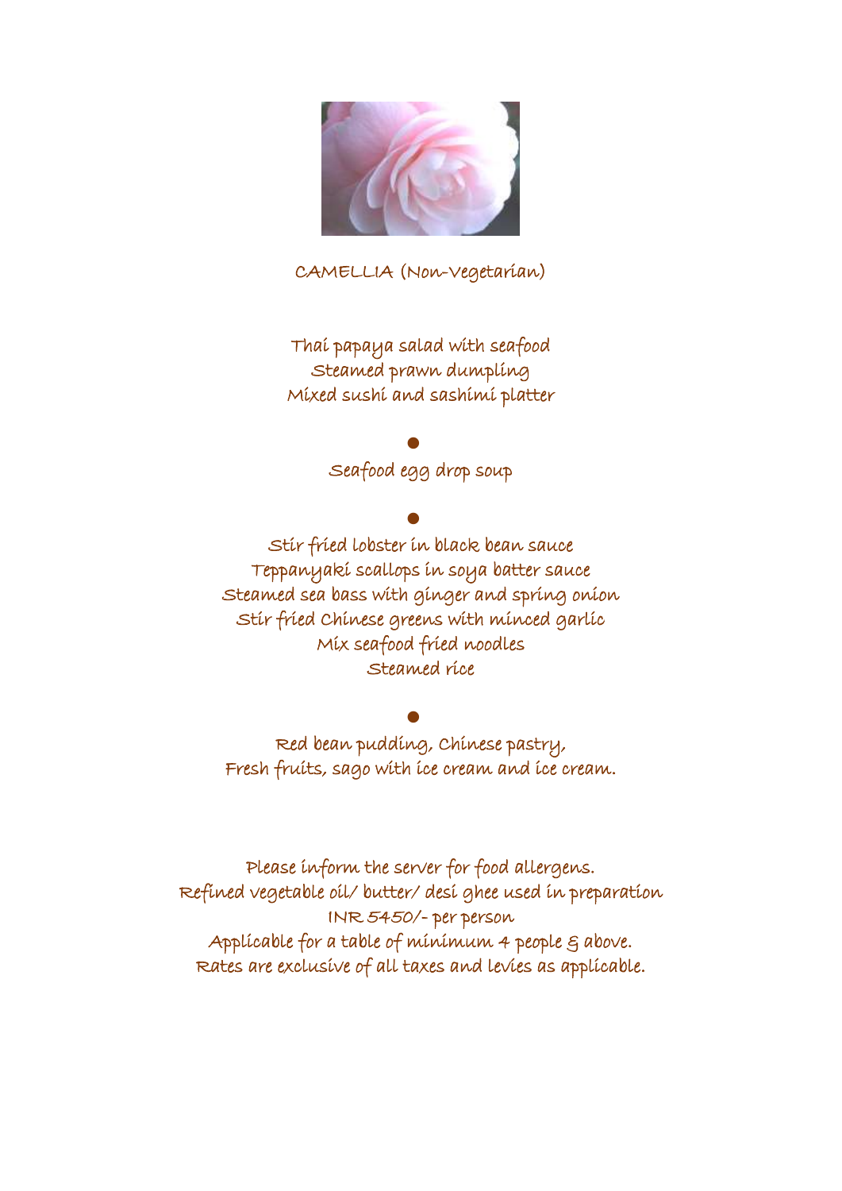# CAMELLIA (Non-Vegetarian)

Thai papaya salad with seafood
Steamed prawn dumpling
Mixed sushi and sashimi platter

●

Seafood egg drop soup

●

Stir fried lobster in black bean sauce
Teppanyaki scallops in soya batter sauce
Steamed sea bass with ginger and spring onion
Stir fried Chinese greens with minced garlic
Mix seafood fried noodles
Steamed rice

●

Red bean pudding, Chinese pastry,
Fresh fruits, sago with ice cream and ice cream.

Please inform the server for food allergens.
Refined vegetable oil/ butter/ desi ghee used in preparation
INR 5450/- per person
Applicable for a table of minimum 4 people & above.
Rates are exclusive of all taxes and levies as applicable.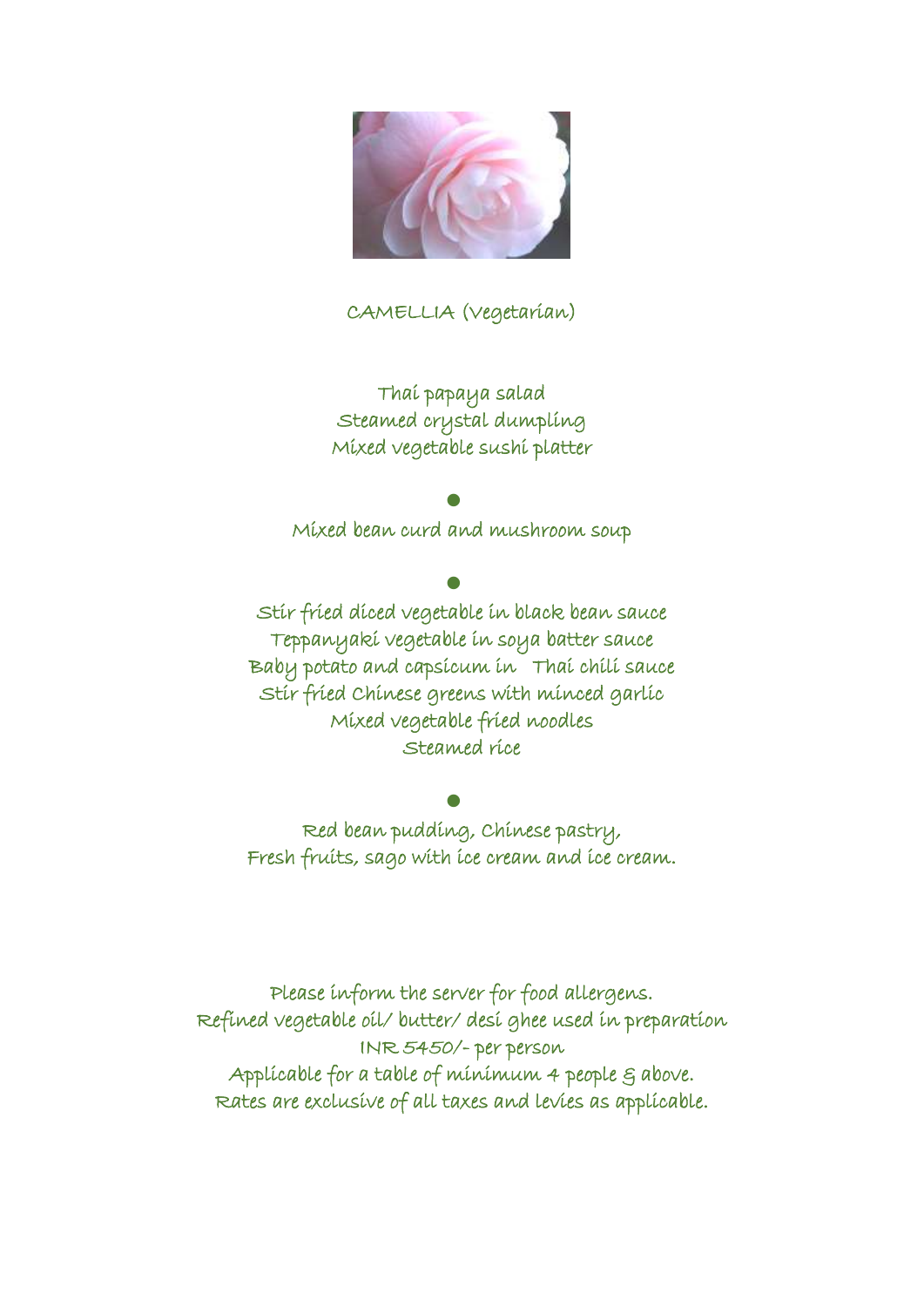# CAMELLIA (Vegetarian)

Thai papaya salad
Steamed crystal dumpling
Mixed vegetable sushi platter

●

Mixed bean curd and mushroom soup

●

Stir fried diced vegetable in black bean sauce
Teppanyaki vegetable in soya batter sauce
Baby potato and capsicum in Thai chili sauce
Stir fried Chinese greens with minced garlic
Mixed vegetable fried noodles
Steamed rice

●

Red bean pudding, Chinese pastry,
Fresh fruits, sago with ice cream and ice cream.

Please inform the server for food allergens.
Refined vegetable oil/ butter/ desi ghee used in preparation
INR 5450/- per person
Applicable for a table of minimum 4 people & above.
Rates are exclusive of all taxes and levies as applicable.